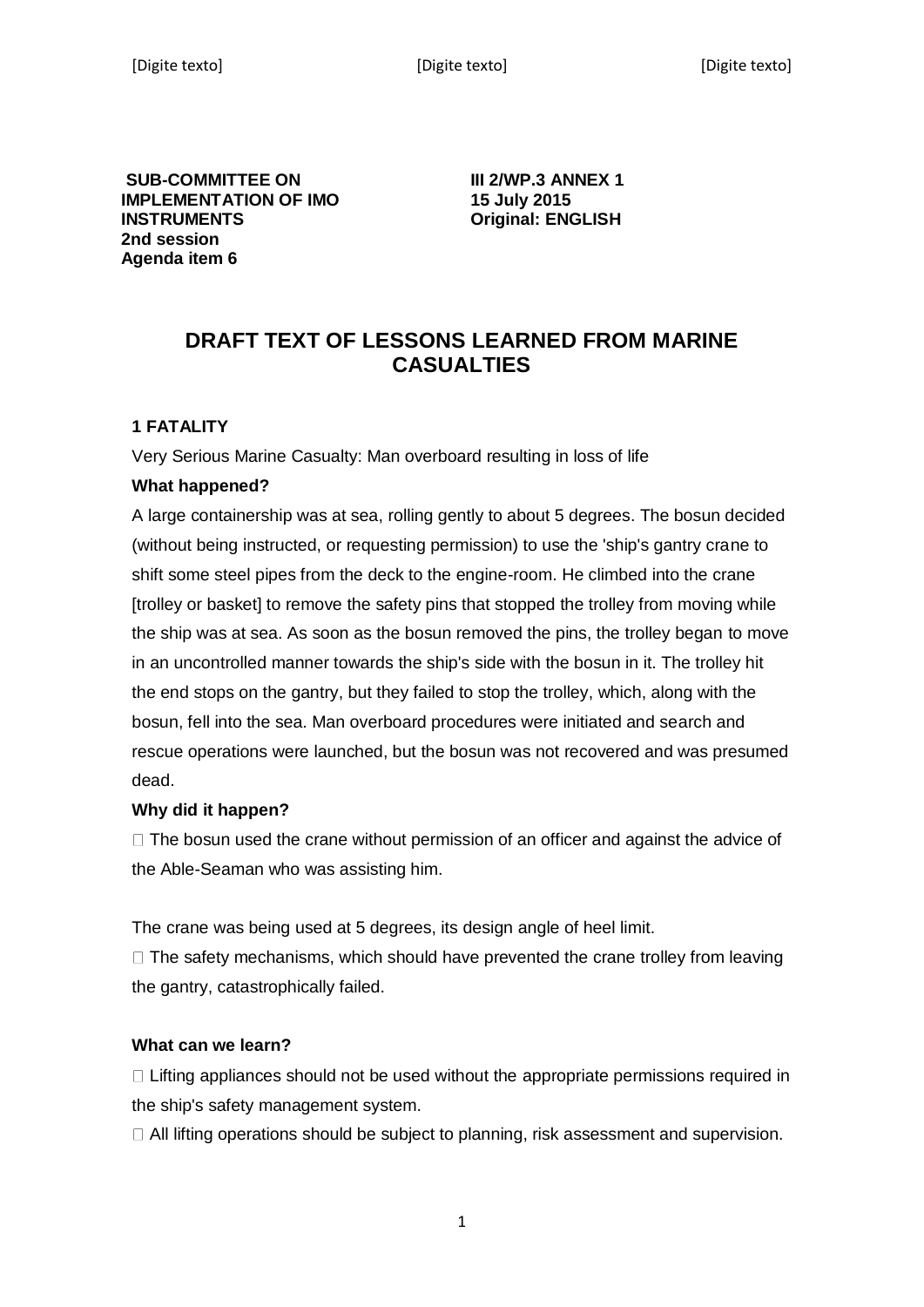**SUB-COMMITTEE ON IMPLEMENTATION OF IMO INSTRUMENTS**
**2nd session**
**Agenda item 6**

**III 2/WP.3 ANNEX 1**
**15 July 2015**
**Original: ENGLISH**

# DRAFT TEXT OF LESSONS LEARNED FROM MARINE CASUALTIES

### 1 FATALITY

Very Serious Marine Casualty: Man overboard resulting in loss of life

**What happened?**

A large containership was at sea, rolling gently to about 5 degrees. The bosun decided (without being instructed, or requesting permission) to use the 'ship's gantry crane to shift some steel pipes from the deck to the engine-room. He climbed into the crane [trolley or basket] to remove the safety pins that stopped the trolley from moving while the ship was at sea. As soon as the bosun removed the pins, the trolley began to move in an uncontrolled manner towards the ship's side with the bosun in it. The trolley hit the end stops on the gantry, but they failed to stop the trolley, which, along with the bosun, fell into the sea. Man overboard procedures were initiated and search and rescue operations were launched, but the bosun was not recovered and was presumed dead.

**Why did it happen?**

- The bosun used the crane without permission of an officer and against the advice of the Able-Seaman who was assisting him.

The crane was being used at 5 degrees, its design angle of heel limit.

- The safety mechanisms, which should have prevented the crane trolley from leaving the gantry, catastrophically failed.

**What can we learn?**

- Lifting appliances should not be used without the appropriate permissions required in the ship's safety management system.
- All lifting operations should be subject to planning, risk assessment and supervision.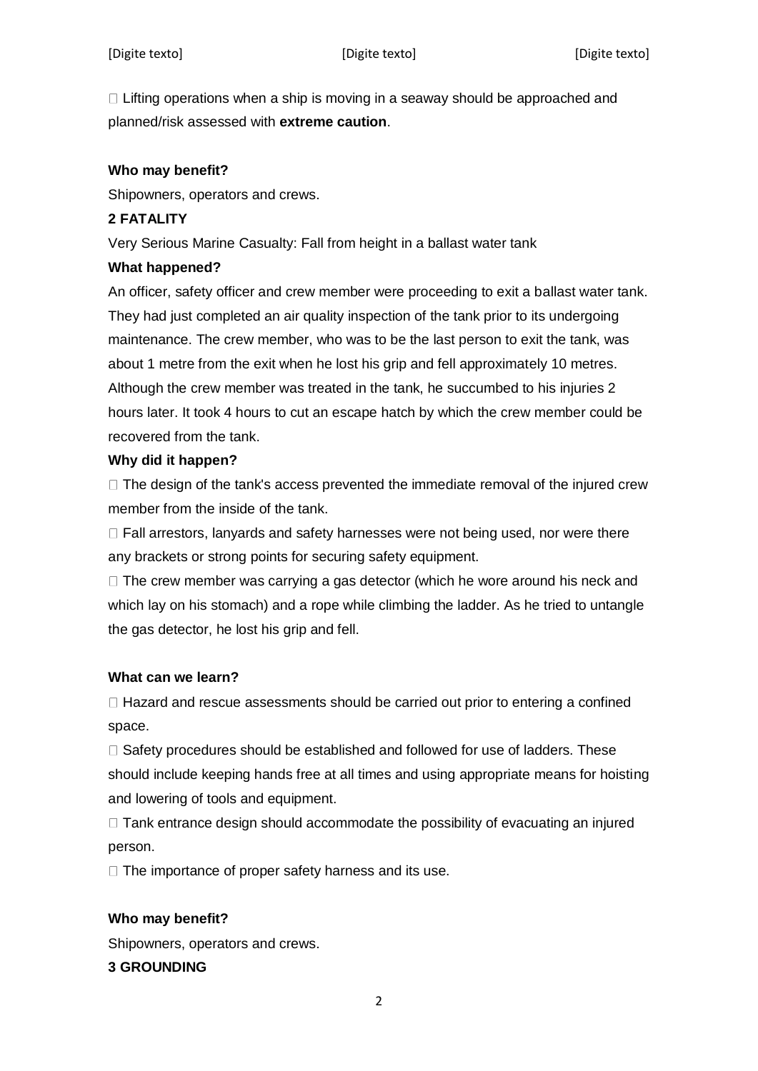- Lifting operations when a ship is moving in a seaway should be approached and planned/risk assessed with **extreme caution**.

**Who may benefit?**

Shipowners, operators and crews.

## 2 FATALITY

Very Serious Marine Casualty: Fall from height in a ballast water tank

**What happened?**

An officer, safety officer and crew member were proceeding to exit a ballast water tank. They had just completed an air quality inspection of the tank prior to its undergoing maintenance. The crew member, who was to be the last person to exit the tank, was about 1 metre from the exit when he lost his grip and fell approximately 10 metres. Although the crew member was treated in the tank, he succumbed to his injuries 2 hours later. It took 4 hours to cut an escape hatch by which the crew member could be recovered from the tank.

**Why did it happen?**

- The design of the tank's access prevented the immediate removal of the injured crew member from the inside of the tank.
- Fall arrestors, lanyards and safety harnesses were not being used, nor were there any brackets or strong points for securing safety equipment.
- The crew member was carrying a gas detector (which he wore around his neck and which lay on his stomach) and a rope while climbing the ladder. As he tried to untangle the gas detector, he lost his grip and fell.

**What can we learn?**

- Hazard and rescue assessments should be carried out prior to entering a confined space.
- Safety procedures should be established and followed for use of ladders. These should include keeping hands free at all times and using appropriate means for hoisting and lowering of tools and equipment.
- Tank entrance design should accommodate the possibility of evacuating an injured person.
- The importance of proper safety harness and its use.

**Who may benefit?**

Shipowners, operators and crews.

## 3 GROUNDING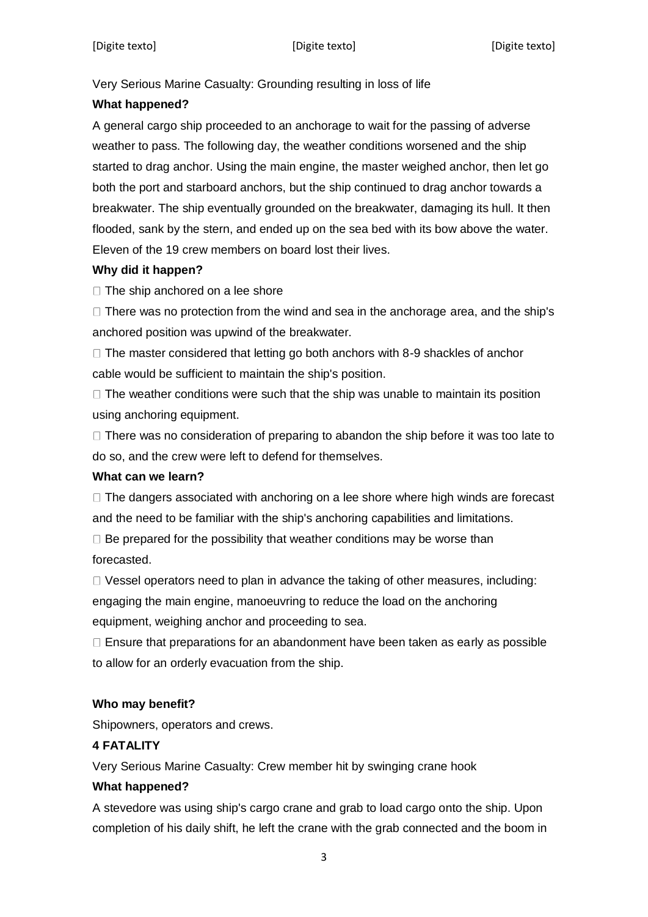Very Serious Marine Casualty: Grounding resulting in loss of life

**What happened?**

A general cargo ship proceeded to an anchorage to wait for the passing of adverse weather to pass. The following day, the weather conditions worsened and the ship started to drag anchor. Using the main engine, the master weighed anchor, then let go both the port and starboard anchors, but the ship continued to drag anchor towards a breakwater. The ship eventually grounded on the breakwater, damaging its hull. It then flooded, sank by the stern, and ended up on the sea bed with its bow above the water. Eleven of the 19 crew members on board lost their lives.

**Why did it happen?**

- The ship anchored on a lee shore
- There was no protection from the wind and sea in the anchorage area, and the ship's anchored position was upwind of the breakwater.
- The master considered that letting go both anchors with 8-9 shackles of anchor cable would be sufficient to maintain the ship's position.
- The weather conditions were such that the ship was unable to maintain its position using anchoring equipment.
- There was no consideration of preparing to abandon the ship before it was too late to do so, and the crew were left to defend for themselves.

**What can we learn?**

- The dangers associated with anchoring on a lee shore where high winds are forecast and the need to be familiar with the ship's anchoring capabilities and limitations.
- Be prepared for the possibility that weather conditions may be worse than forecasted.
- Vessel operators need to plan in advance the taking of other measures, including: engaging the main engine, manoeuvring to reduce the load on the anchoring equipment, weighing anchor and proceeding to sea.
- Ensure that preparations for an abandonment have been taken as early as possible to allow for an orderly evacuation from the ship.

**Who may benefit?**

Shipowners, operators and crews.

**4 FATALITY**

Very Serious Marine Casualty: Crew member hit by swinging crane hook

**What happened?**

A stevedore was using ship's cargo crane and grab to load cargo onto the ship. Upon completion of his daily shift, he left the crane with the grab connected and the boom in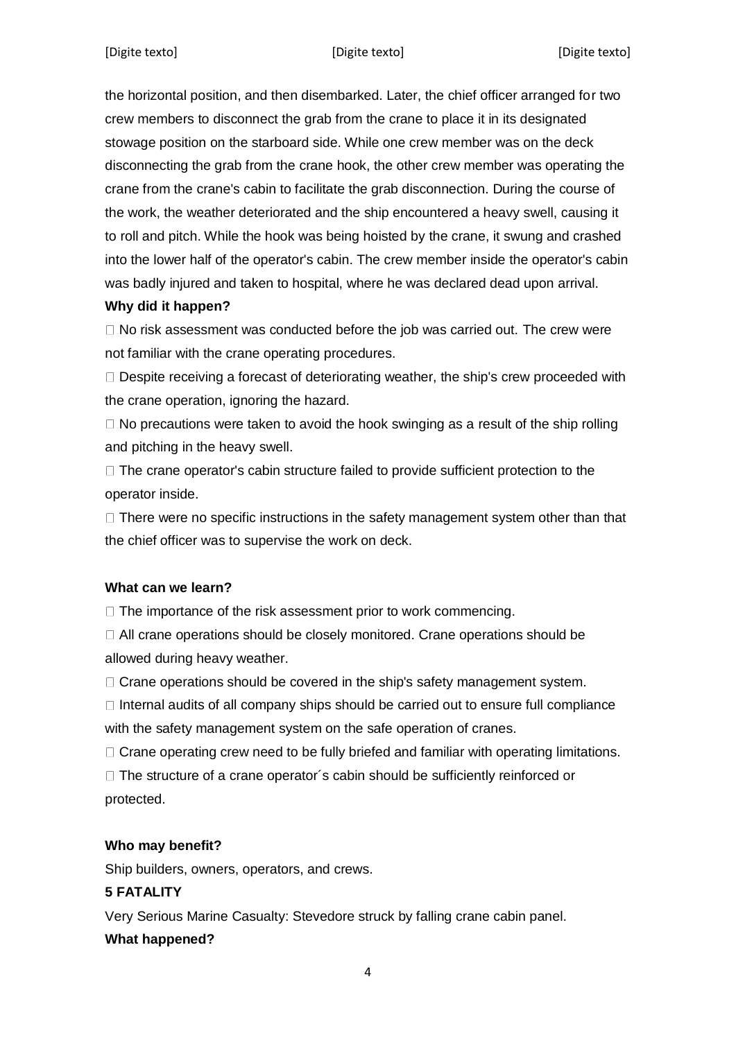the horizontal position, and then disembarked. Later, the chief officer arranged for two crew members to disconnect the grab from the crane to place it in its designated stowage position on the starboard side. While one crew member was on the deck disconnecting the grab from the crane hook, the other crew member was operating the crane from the crane's cabin to facilitate the grab disconnection. During the course of the work, the weather deteriorated and the ship encountered a heavy swell, causing it to roll and pitch. While the hook was being hoisted by the crane, it swung and crashed into the lower half of the operator's cabin. The crew member inside the operator's cabin was badly injured and taken to hospital, where he was declared dead upon arrival.

**Why did it happen?**

- No risk assessment was conducted before the job was carried out. The crew were not familiar with the crane operating procedures.
- Despite receiving a forecast of deteriorating weather, the ship's crew proceeded with the crane operation, ignoring the hazard.
- No precautions were taken to avoid the hook swinging as a result of the ship rolling and pitching in the heavy swell.
- The crane operator's cabin structure failed to provide sufficient protection to the operator inside.
- There were no specific instructions in the safety management system other than that the chief officer was to supervise the work on deck.

**What can we learn?**

- The importance of the risk assessment prior to work commencing.
- All crane operations should be closely monitored. Crane operations should be allowed during heavy weather.
- Crane operations should be covered in the ship's safety management system.
- Internal audits of all company ships should be carried out to ensure full compliance with the safety management system on the safe operation of cranes.
- Crane operating crew need to be fully briefed and familiar with operating limitations.
- The structure of a crane operator´s cabin should be sufficiently reinforced or protected.

**Who may benefit?**

Ship builders, owners, operators, and crews.

**5 FATALITY**

Very Serious Marine Casualty: Stevedore struck by falling crane cabin panel.

**What happened?**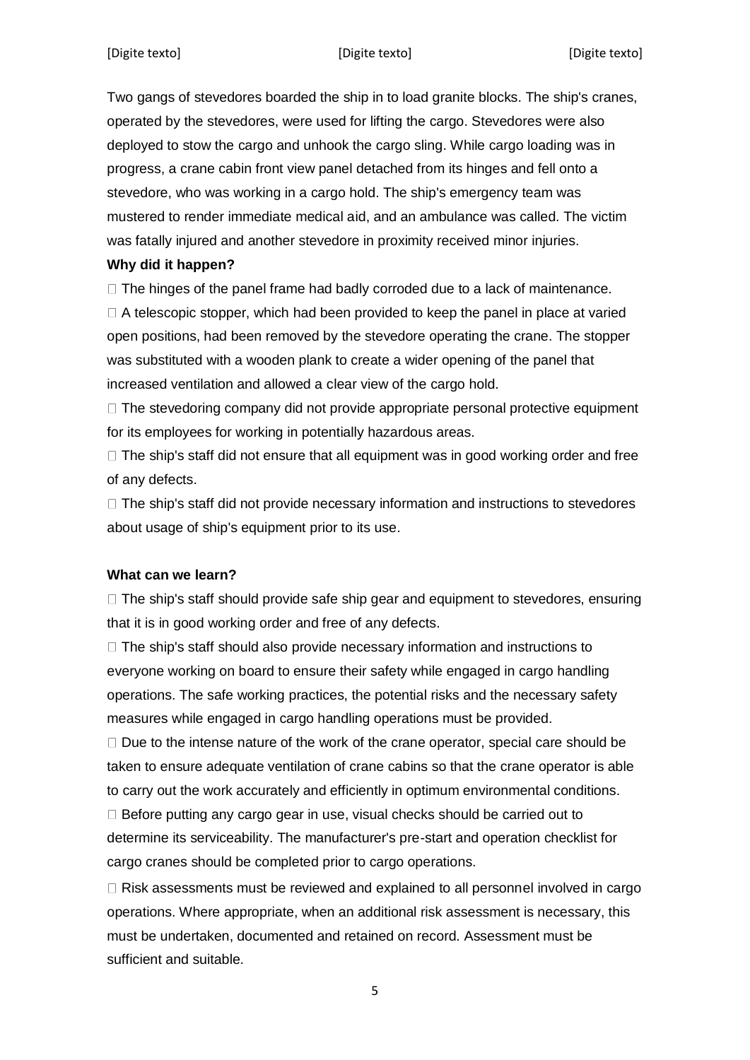Two gangs of stevedores boarded the ship in to load granite blocks. The ship's cranes, operated by the stevedores, were used for lifting the cargo. Stevedores were also deployed to stow the cargo and unhook the cargo sling. While cargo loading was in progress, a crane cabin front view panel detached from its hinges and fell onto a stevedore, who was working in a cargo hold. The ship's emergency team was mustered to render immediate medical aid, and an ambulance was called. The victim was fatally injured and another stevedore in proximity received minor injuries.

**Why did it happen?**

- The hinges of the panel frame had badly corroded due to a lack of maintenance.
- A telescopic stopper, which had been provided to keep the panel in place at varied open positions, had been removed by the stevedore operating the crane. The stopper was substituted with a wooden plank to create a wider opening of the panel that increased ventilation and allowed a clear view of the cargo hold.
- The stevedoring company did not provide appropriate personal protective equipment for its employees for working in potentially hazardous areas.
- The ship's staff did not ensure that all equipment was in good working order and free of any defects.
- The ship's staff did not provide necessary information and instructions to stevedores about usage of ship's equipment prior to its use.

**What can we learn?**

- The ship's staff should provide safe ship gear and equipment to stevedores, ensuring that it is in good working order and free of any defects.
- The ship's staff should also provide necessary information and instructions to everyone working on board to ensure their safety while engaged in cargo handling operations. The safe working practices, the potential risks and the necessary safety measures while engaged in cargo handling operations must be provided.
- Due to the intense nature of the work of the crane operator, special care should be taken to ensure adequate ventilation of crane cabins so that the crane operator is able to carry out the work accurately and efficiently in optimum environmental conditions.
- Before putting any cargo gear in use, visual checks should be carried out to determine its serviceability. The manufacturer's pre-start and operation checklist for cargo cranes should be completed prior to cargo operations.
- Risk assessments must be reviewed and explained to all personnel involved in cargo operations. Where appropriate, when an additional risk assessment is necessary, this must be undertaken, documented and retained on record. Assessment must be sufficient and suitable.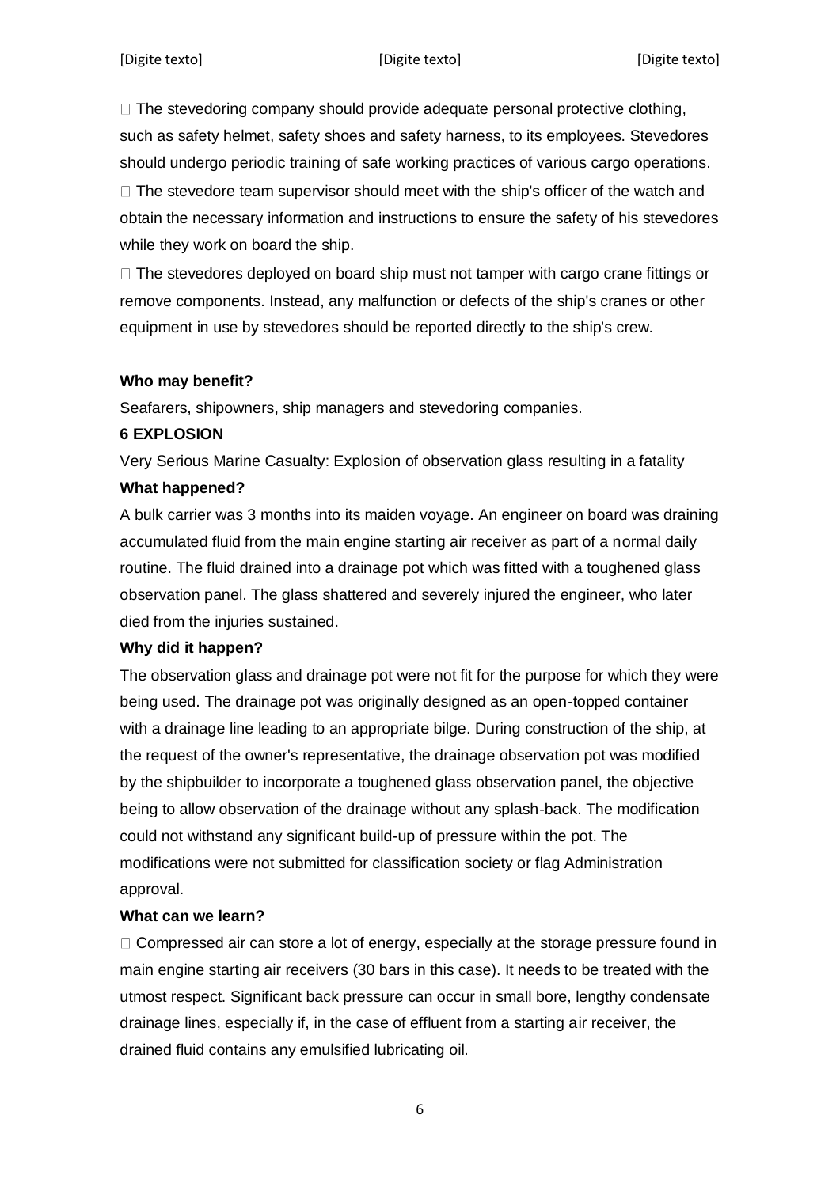- The stevedoring company should provide adequate personal protective clothing, such as safety helmet, safety shoes and safety harness, to its employees. Stevedores should undergo periodic training of safe working practices of various cargo operations.
- The stevedore team supervisor should meet with the ship's officer of the watch and obtain the necessary information and instructions to ensure the safety of his stevedores while they work on board the ship.
- The stevedores deployed on board ship must not tamper with cargo crane fittings or remove components. Instead, any malfunction or defects of the ship's cranes or other equipment in use by stevedores should be reported directly to the ship's crew.

**Who may benefit?**

Seafarers, shipowners, ship managers and stevedoring companies.

**6 EXPLOSION**

Very Serious Marine Casualty: Explosion of observation glass resulting in a fatality

**What happened?**

A bulk carrier was 3 months into its maiden voyage. An engineer on board was draining accumulated fluid from the main engine starting air receiver as part of a normal daily routine. The fluid drained into a drainage pot which was fitted with a toughened glass observation panel. The glass shattered and severely injured the engineer, who later died from the injuries sustained.

**Why did it happen?**

The observation glass and drainage pot were not fit for the purpose for which they were being used. The drainage pot was originally designed as an open-topped container with a drainage line leading to an appropriate bilge. During construction of the ship, at the request of the owner's representative, the drainage observation pot was modified by the shipbuilder to incorporate a toughened glass observation panel, the objective being to allow observation of the drainage without any splash-back. The modification could not withstand any significant build-up of pressure within the pot. The modifications were not submitted for classification society or flag Administration approval.

**What can we learn?**

- Compressed air can store a lot of energy, especially at the storage pressure found in main engine starting air receivers (30 bars in this case). It needs to be treated with the utmost respect. Significant back pressure can occur in small bore, lengthy condensate drainage lines, especially if, in the case of effluent from a starting air receiver, the drained fluid contains any emulsified lubricating oil.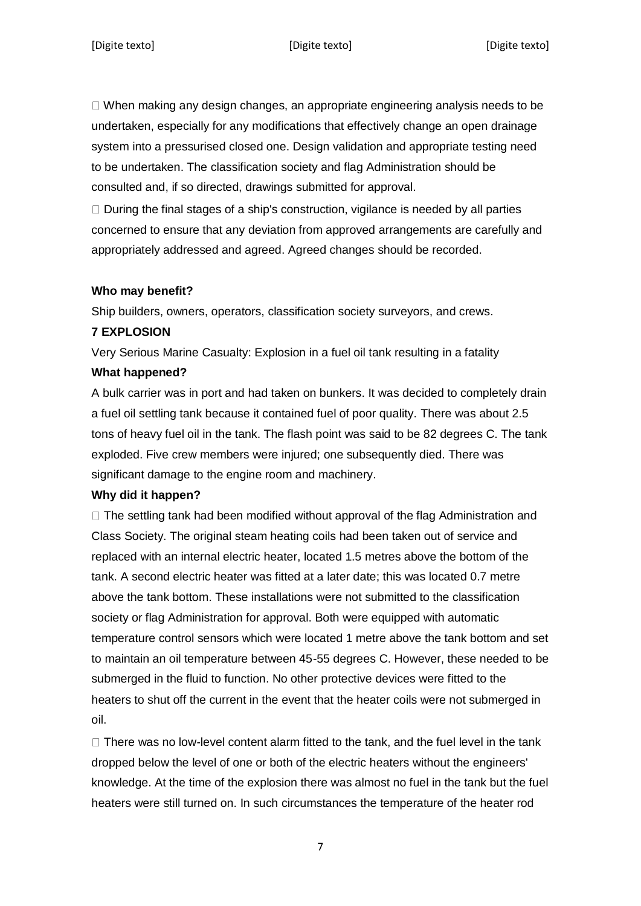- When making any design changes, an appropriate engineering analysis needs to be undertaken, especially for any modifications that effectively change an open drainage system into a pressurised closed one. Design validation and appropriate testing need to be undertaken. The classification society and flag Administration should be consulted and, if so directed, drawings submitted for approval.
- During the final stages of a ship's construction, vigilance is needed by all parties concerned to ensure that any deviation from approved arrangements are carefully and appropriately addressed and agreed. Agreed changes should be recorded.

**Who may benefit?**

Ship builders, owners, operators, classification society surveyors, and crews.

**7 EXPLOSION**

Very Serious Marine Casualty: Explosion in a fuel oil tank resulting in a fatality

**What happened?**

A bulk carrier was in port and had taken on bunkers. It was decided to completely drain a fuel oil settling tank because it contained fuel of poor quality. There was about 2.5 tons of heavy fuel oil in the tank. The flash point was said to be 82 degrees C. The tank exploded. Five crew members were injured; one subsequently died. There was significant damage to the engine room and machinery.

**Why did it happen?**

- The settling tank had been modified without approval of the flag Administration and Class Society. The original steam heating coils had been taken out of service and replaced with an internal electric heater, located 1.5 metres above the bottom of the tank. A second electric heater was fitted at a later date; this was located 0.7 metre above the tank bottom. These installations were not submitted to the classification society or flag Administration for approval. Both were equipped with automatic temperature control sensors which were located 1 metre above the tank bottom and set to maintain an oil temperature between 45-55 degrees C. However, these needed to be submerged in the fluid to function. No other protective devices were fitted to the heaters to shut off the current in the event that the heater coils were not submerged in oil.
- There was no low-level content alarm fitted to the tank, and the fuel level in the tank dropped below the level of one or both of the electric heaters without the engineers' knowledge. At the time of the explosion there was almost no fuel in the tank but the fuel heaters were still turned on. In such circumstances the temperature of the heater rod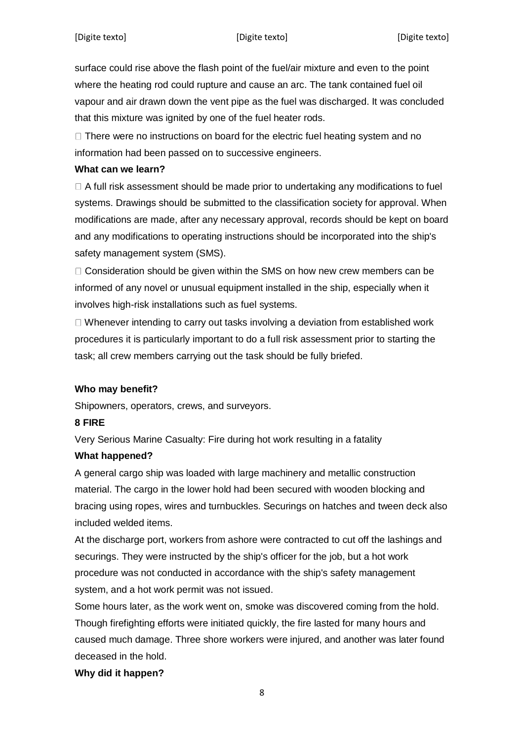surface could rise above the flash point of the fuel/air mixture and even to the point where the heating rod could rupture and cause an arc. The tank contained fuel oil vapour and air drawn down the vent pipe as the fuel was discharged. It was concluded that this mixture was ignited by one of the fuel heater rods.

- There were no instructions on board for the electric fuel heating system and no information had been passed on to successive engineers.

**What can we learn?**

- A full risk assessment should be made prior to undertaking any modifications to fuel systems. Drawings should be submitted to the classification society for approval. When modifications are made, after any necessary approval, records should be kept on board and any modifications to operating instructions should be incorporated into the ship's safety management system (SMS).
- Consideration should be given within the SMS on how new crew members can be informed of any novel or unusual equipment installed in the ship, especially when it involves high-risk installations such as fuel systems.
- Whenever intending to carry out tasks involving a deviation from established work procedures it is particularly important to do a full risk assessment prior to starting the task; all crew members carrying out the task should be fully briefed.

**Who may benefit?**

Shipowners, operators, crews, and surveyors.

**8 FIRE**

Very Serious Marine Casualty: Fire during hot work resulting in a fatality

**What happened?**

A general cargo ship was loaded with large machinery and metallic construction material. The cargo in the lower hold had been secured with wooden blocking and bracing using ropes, wires and turnbuckles. Securings on hatches and tween deck also included welded items.

At the discharge port, workers from ashore were contracted to cut off the lashings and securings. They were instructed by the ship's officer for the job, but a hot work procedure was not conducted in accordance with the ship's safety management system, and a hot work permit was not issued.

Some hours later, as the work went on, smoke was discovered coming from the hold. Though firefighting efforts were initiated quickly, the fire lasted for many hours and caused much damage. Three shore workers were injured, and another was later found deceased in the hold.

**Why did it happen?**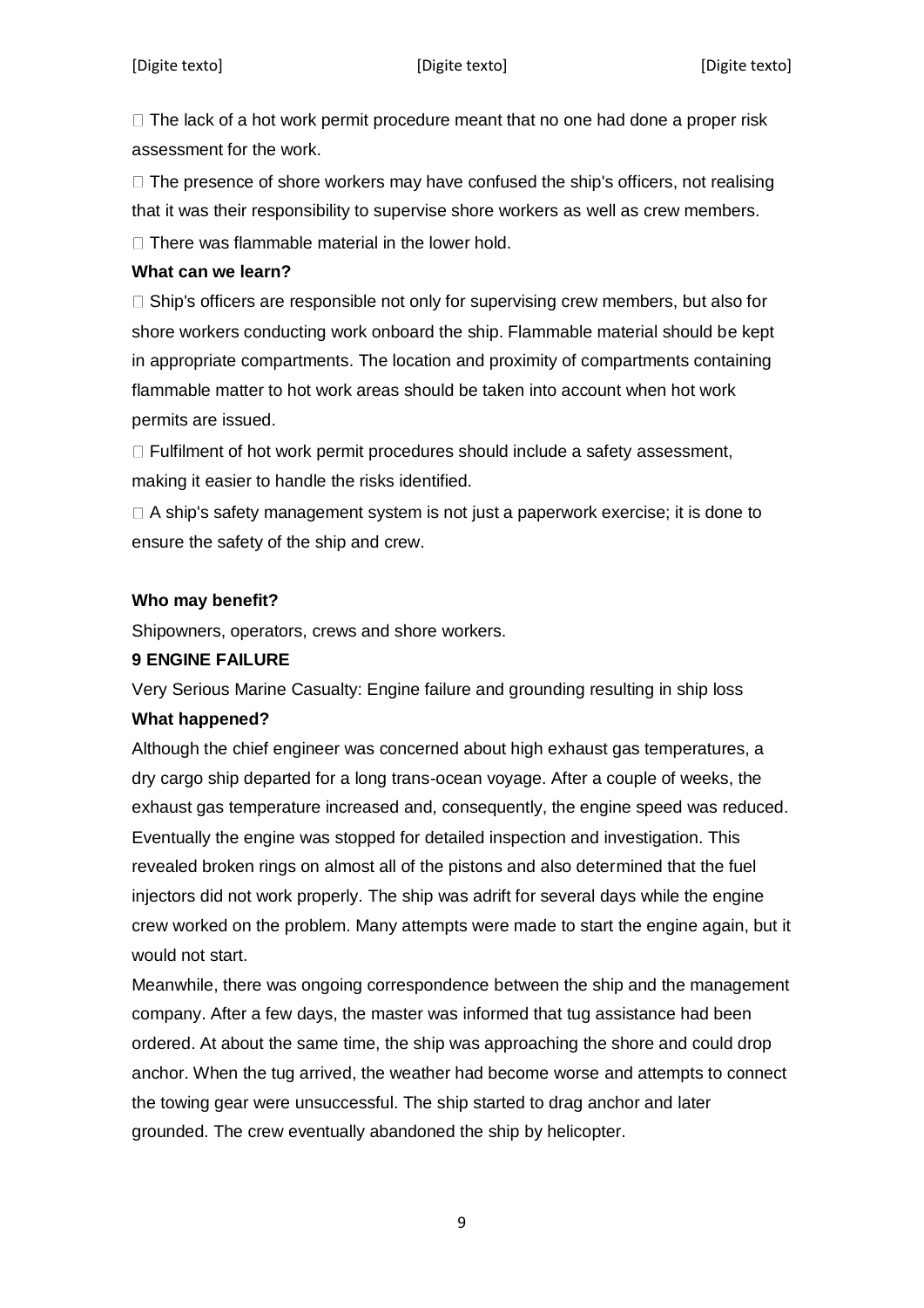- The lack of a hot work permit procedure meant that no one had done a proper risk assessment for the work.
- The presence of shore workers may have confused the ship's officers, not realising that it was their responsibility to supervise shore workers as well as crew members.
- There was flammable material in the lower hold.

**What can we learn?**

- Ship's officers are responsible not only for supervising crew members, but also for shore workers conducting work onboard the ship. Flammable material should be kept in appropriate compartments. The location and proximity of compartments containing flammable matter to hot work areas should be taken into account when hot work permits are issued.
- Fulfilment of hot work permit procedures should include a safety assessment, making it easier to handle the risks identified.
- A ship's safety management system is not just a paperwork exercise; it is done to ensure the safety of the ship and crew.

**Who may benefit?**

Shipowners, operators, crews and shore workers.

**9 ENGINE FAILURE**

Very Serious Marine Casualty: Engine failure and grounding resulting in ship loss

**What happened?**

Although the chief engineer was concerned about high exhaust gas temperatures, a dry cargo ship departed for a long trans-ocean voyage. After a couple of weeks, the exhaust gas temperature increased and, consequently, the engine speed was reduced. Eventually the engine was stopped for detailed inspection and investigation. This revealed broken rings on almost all of the pistons and also determined that the fuel injectors did not work properly. The ship was adrift for several days while the engine crew worked on the problem. Many attempts were made to start the engine again, but it would not start.

Meanwhile, there was ongoing correspondence between the ship and the management company. After a few days, the master was informed that tug assistance had been ordered. At about the same time, the ship was approaching the shore and could drop anchor. When the tug arrived, the weather had become worse and attempts to connect the towing gear were unsuccessful. The ship started to drag anchor and later grounded. The crew eventually abandoned the ship by helicopter.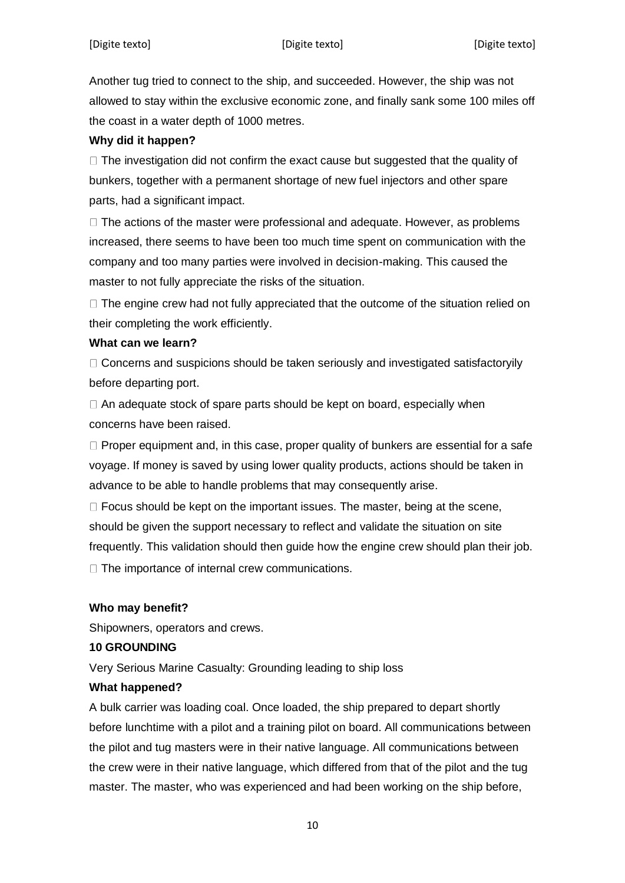Another tug tried to connect to the ship, and succeeded. However, the ship was not allowed to stay within the exclusive economic zone, and finally sank some 100 miles off the coast in a water depth of 1000 metres.

**Why did it happen?**

- The investigation did not confirm the exact cause but suggested that the quality of bunkers, together with a permanent shortage of new fuel injectors and other spare parts, had a significant impact.
- The actions of the master were professional and adequate. However, as problems increased, there seems to have been too much time spent on communication with the company and too many parties were involved in decision-making. This caused the master to not fully appreciate the risks of the situation.
- The engine crew had not fully appreciated that the outcome of the situation relied on their completing the work efficiently.

**What can we learn?**

- Concerns and suspicions should be taken seriously and investigated satisfactoryily before departing port.
- An adequate stock of spare parts should be kept on board, especially when concerns have been raised.
- Proper equipment and, in this case, proper quality of bunkers are essential for a safe voyage. If money is saved by using lower quality products, actions should be taken in advance to be able to handle problems that may consequently arise.
- Focus should be kept on the important issues. The master, being at the scene, should be given the support necessary to reflect and validate the situation on site frequently. This validation should then guide how the engine crew should plan their job.
- The importance of internal crew communications.

**Who may benefit?**

Shipowners, operators and crews.

**10 GROUNDING**

Very Serious Marine Casualty: Grounding leading to ship loss

**What happened?**

A bulk carrier was loading coal. Once loaded, the ship prepared to depart shortly before lunchtime with a pilot and a training pilot on board. All communications between the pilot and tug masters were in their native language. All communications between the crew were in their native language, which differed from that of the pilot and the tug master. The master, who was experienced and had been working on the ship before,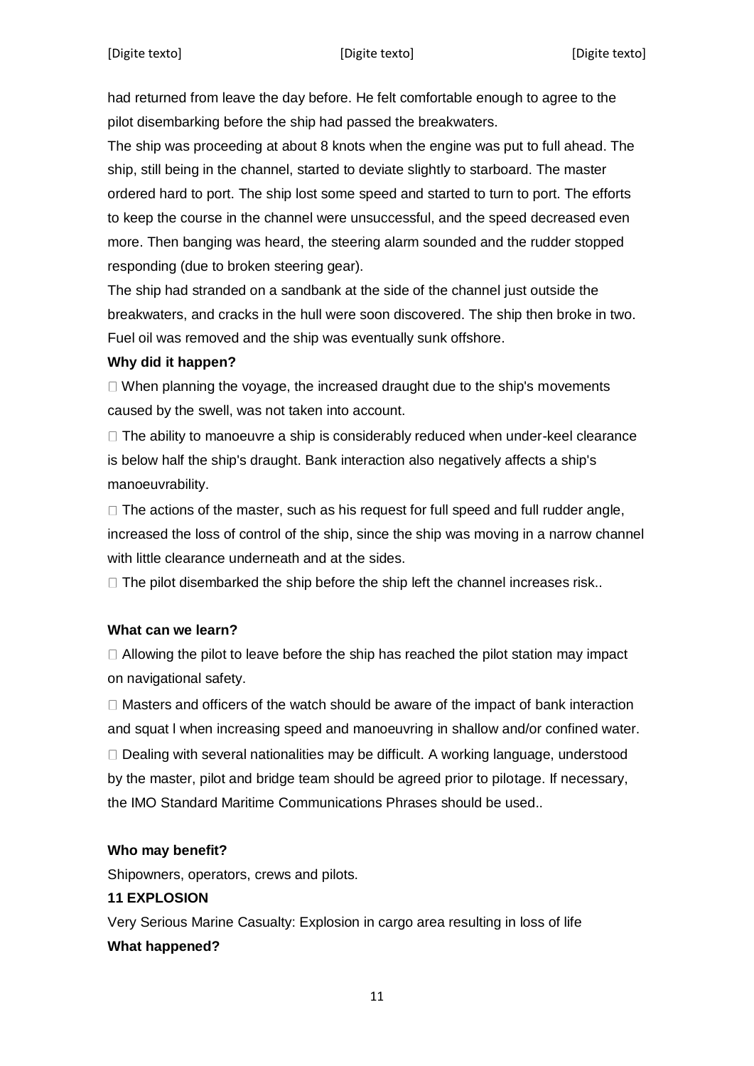had returned from leave the day before. He felt comfortable enough to agree to the pilot disembarking before the ship had passed the breakwaters.

The ship was proceeding at about 8 knots when the engine was put to full ahead. The ship, still being in the channel, started to deviate slightly to starboard. The master ordered hard to port. The ship lost some speed and started to turn to port. The efforts to keep the course in the channel were unsuccessful, and the speed decreased even more. Then banging was heard, the steering alarm sounded and the rudder stopped responding (due to broken steering gear).

The ship had stranded on a sandbank at the side of the channel just outside the breakwaters, and cracks in the hull were soon discovered. The ship then broke in two. Fuel oil was removed and the ship was eventually sunk offshore.

**Why did it happen?**

- When planning the voyage, the increased draught due to the ship's movements caused by the swell, was not taken into account.
- The ability to manoeuvre a ship is considerably reduced when under-keel clearance is below half the ship's draught. Bank interaction also negatively affects a ship's manoeuvrability.
- The actions of the master, such as his request for full speed and full rudder angle, increased the loss of control of the ship, since the ship was moving in a narrow channel with little clearance underneath and at the sides.
- The pilot disembarked the ship before the ship left the channel increases risk..

**What can we learn?**

- Allowing the pilot to leave before the ship has reached the pilot station may impact on navigational safety.
- Masters and officers of the watch should be aware of the impact of bank interaction and squat l when increasing speed and manoeuvring in shallow and/or confined water.
- Dealing with several nationalities may be difficult. A working language, understood by the master, pilot and bridge team should be agreed prior to pilotage. If necessary, the IMO Standard Maritime Communications Phrases should be used..

**Who may benefit?**

Shipowners, operators, crews and pilots.

**11 EXPLOSION**

Very Serious Marine Casualty: Explosion in cargo area resulting in loss of life

**What happened?**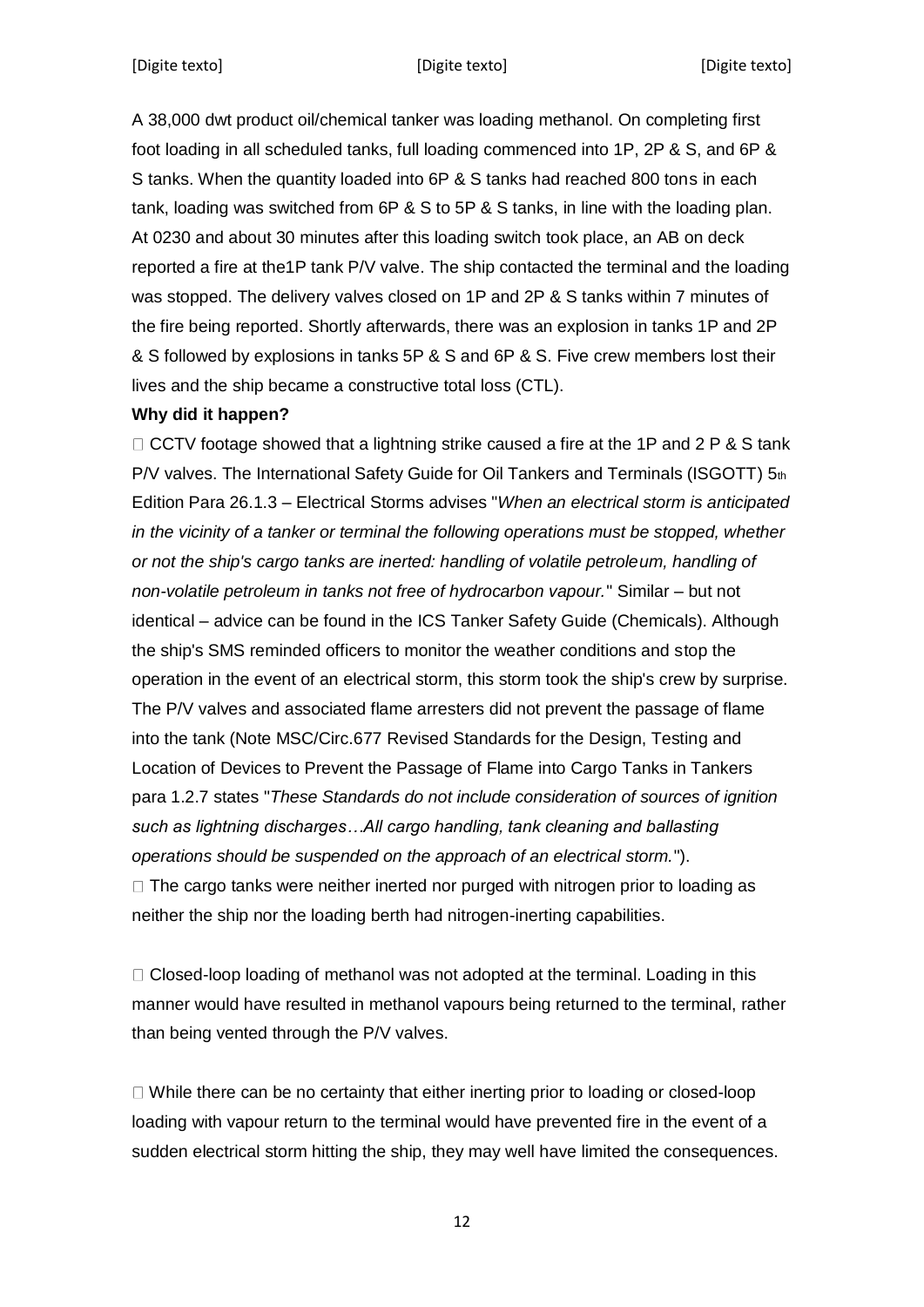A 38,000 dwt product oil/chemical tanker was loading methanol. On completing first foot loading in all scheduled tanks, full loading commenced into 1P, 2P & S, and 6P & S tanks. When the quantity loaded into 6P & S tanks had reached 800 tons in each tank, loading was switched from 6P & S to 5P & S tanks, in line with the loading plan. At 0230 and about 30 minutes after this loading switch took place, an AB on deck reported a fire at the1P tank P/V valve. The ship contacted the terminal and the loading was stopped. The delivery valves closed on 1P and 2P & S tanks within 7 minutes of the fire being reported. Shortly afterwards, there was an explosion in tanks 1P and 2P & S followed by explosions in tanks 5P & S and 6P & S. Five crew members lost their lives and the ship became a constructive total loss (CTL).

**Why did it happen?**

- CCTV footage showed that a lightning strike caused a fire at the 1P and 2 P & S tank P/V valves. The International Safety Guide for Oil Tankers and Terminals (ISGOTT) 5th Edition Para 26.1.3 – Electrical Storms advises "*When an electrical storm is anticipated in the vicinity of a tanker or terminal the following operations must be stopped, whether or not the ship's cargo tanks are inerted: handling of volatile petroleum, handling of non-volatile petroleum in tanks not free of hydrocarbon vapour.*" Similar – but not identical – advice can be found in the ICS Tanker Safety Guide (Chemicals). Although the ship's SMS reminded officers to monitor the weather conditions and stop the operation in the event of an electrical storm, this storm took the ship's crew by surprise. The P/V valves and associated flame arresters did not prevent the passage of flame into the tank (Note MSC/Circ.677 Revised Standards for the Design, Testing and Location of Devices to Prevent the Passage of Flame into Cargo Tanks in Tankers para 1.2.7 states "*These Standards do not include consideration of sources of ignition such as lightning discharges…All cargo handling, tank cleaning and ballasting operations should be suspended on the approach of an electrical storm.*").
- The cargo tanks were neither inerted nor purged with nitrogen prior to loading as neither the ship nor the loading berth had nitrogen-inerting capabilities.

- Closed-loop loading of methanol was not adopted at the terminal. Loading in this manner would have resulted in methanol vapours being returned to the terminal, rather than being vented through the P/V valves.

- While there can be no certainty that either inerting prior to loading or closed-loop loading with vapour return to the terminal would have prevented fire in the event of a sudden electrical storm hitting the ship, they may well have limited the consequences.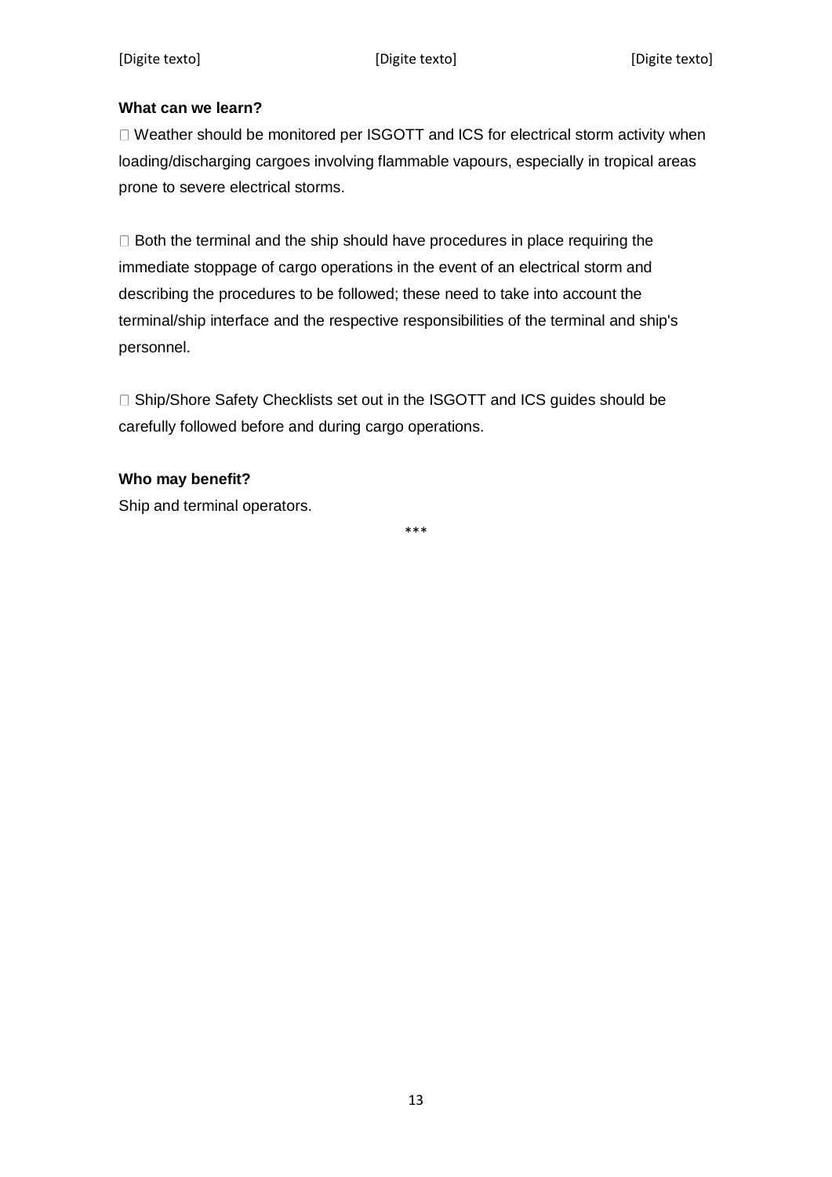**What can we learn?**

- Weather should be monitored per ISGOTT and ICS for electrical storm activity when loading/discharging cargoes involving flammable vapours, especially in tropical areas prone to severe electrical storms.

- Both the terminal and the ship should have procedures in place requiring the immediate stoppage of cargo operations in the event of an electrical storm and describing the procedures to be followed; these need to take into account the terminal/ship interface and the respective responsibilities of the terminal and ship's personnel.

- Ship/Shore Safety Checklists set out in the ISGOTT and ICS guides should be carefully followed before and during cargo operations.

**Who may benefit?**

Ship and terminal operators.

***